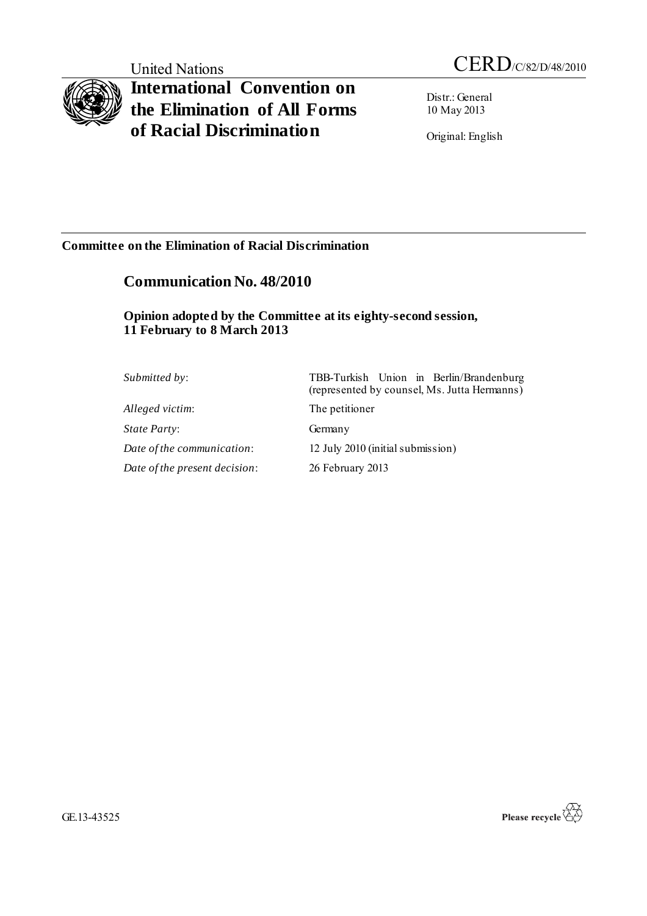United Nations

CERD/C/82/D/48/2010

# International Convention on the Elimination of All Forms of Racial Discrimination

Distr.: General
10 May 2013

Original: English

**Committee on the Elimination of Racial Discrimination**

## Communication No. 48/2010

### Opinion adopted by the Committee at its eighty-second session, 11 February to 8 March 2013

| | |
|---|---|
| *Submitted by*: | TBB-Turkish Union in Berlin/Brandenburg (represented by counsel, Ms. Jutta Hermanns) |
| *Alleged victim*: | The petitioner |
| *State Party*: | Germany |
| *Date of the communication*: | 12 July 2010 (initial submission) |
| *Date of the present decision*: | 26 February 2013 |

GE.13-43525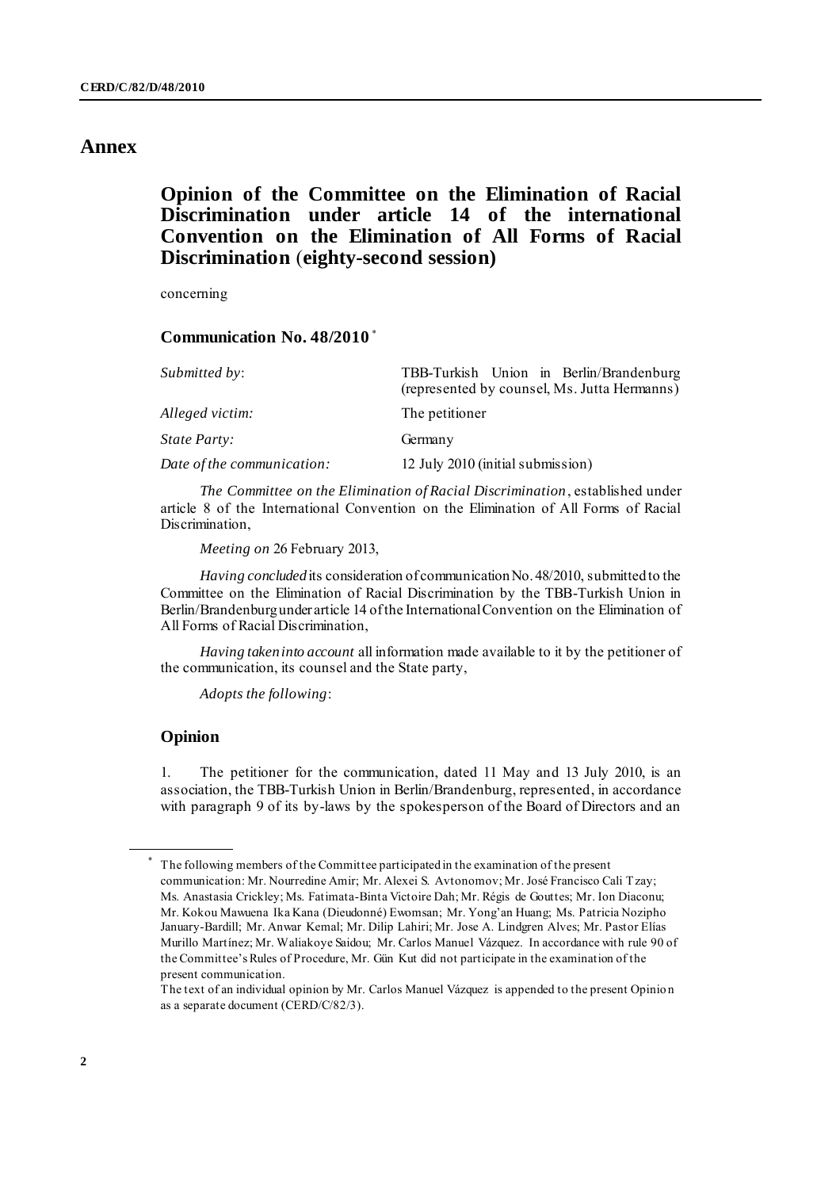# Annex

## Opinion of the Committee on the Elimination of Racial Discrimination under article 14 of the international Convention on the Elimination of All Forms of Racial Discrimination (eighty-second session)

concerning

### Communication No. 48/2010 *

| | |
|---|---|
| *Submitted by*: | TBB-Turkish Union in Berlin/Brandenburg (represented by counsel, Ms. Jutta Hermanns) |
| *Alleged victim:* | The petitioner |
| *State Party:* | Germany |
| *Date of the communication:* | 12 July 2010 (initial submission) |

*The Committee on the Elimination of Racial Discrimination*, established under article 8 of the International Convention on the Elimination of All Forms of Racial Discrimination,

*Meeting on* 26 February 2013,

*Having concluded* its consideration of communication No. 48/2010, submitted to the Committee on the Elimination of Racial Discrimination by the TBB-Turkish Union in Berlin/Brandenburg under article 14 of the International Convention on the Elimination of All Forms of Racial Discrimination,

*Having taken into account* all information made available to it by the petitioner of the communication, its counsel and the State party,

*Adopts the following*:

### Opinion

1. The petitioner for the communication, dated 11 May and 13 July 2010, is an association, the TBB-Turkish Union in Berlin/Brandenburg, represented, in accordance with paragraph 9 of its by-laws by the spokesperson of the Board of Directors and an

---

* The following members of the Committee participated in the examination of the present communication: Mr. Nourredine Amir; Mr. Alexei S. Avtonomov; Mr. José Francisco Cali Tzay; Ms. Anastasia Crickley; Ms. Fatimata-Binta Victoire Dah; Mr. Régis de Gouttes; Mr. Ion Diaconu; Mr. Kokou Mawuena Ika Kana (Dieudonné) Ewomsan; Mr. Yong'an Huang; Ms. Patricia Nozipho January-Bardill; Mr. Anwar Kemal; Mr. Dilip Lahiri; Mr. Jose A. Lindgren Alves; Mr. Pastor Elías Murillo Martínez; Mr. Waliakoye Saidou; Mr. Carlos Manuel Vázquez. In accordance with rule 90 of the Committee's Rules of Procedure, Mr. Gün Kut did not participate in the examination of the present communication.

The text of an individual opinion by Mr. Carlos Manuel Vázquez is appended to the present Opinion as a separate document (CERD/C/82/3).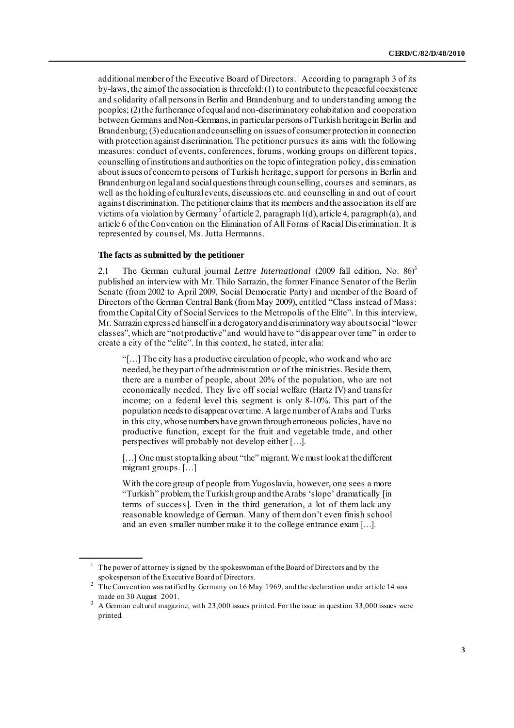additional member of the Executive Board of Directors.[1] According to paragraph 3 of its by-laws, the aim of the association is threefold: (1) to contribute to the peaceful coexistence and solidarity of all persons in Berlin and Brandenburg and to understanding among the peoples; (2) the furtherance of equal and non-discriminatory cohabitation and cooperation between Germans and Non-Germans, in particular persons of Turkish heritage in Berlin and Brandenburg; (3) education and counselling on issues of consumer protection in connection with protection against discrimination. The petitioner pursues its aims with the following measures: conduct of events, conferences, forums, working groups on different topics, counselling of institutions and authorities on the topic of integration policy, dissemination about issues of concern to persons of Turkish heritage, support for persons in Berlin and Brandenburg on legal and social questions through counselling, courses and seminars, as well as the holding of cultural events, discussions etc. and counselling in and out of court against discrimination. The petitioner claims that its members and the association itself are victims of a violation by Germany[2] of article 2, paragraph 1(d), article 4, paragraph (a), and article 6 of the Convention on the Elimination of All Forms of Racial Discrimination. It is represented by counsel, Ms. Jutta Hermanns.

**The facts as submitted by the petitioner**

2.1 The German cultural journal *Lettre International* (2009 fall edition, No. 86)[3] published an interview with Mr. Thilo Sarrazin, the former Finance Senator of the Berlin Senate (from 2002 to April 2009, Social Democratic Party) and member of the Board of Directors of the German Central Bank (from May 2009), entitled "Class instead of Mass: from the Capital City of Social Services to the Metropolis of the Elite". In this interview, Mr. Sarrazin expressed himself in a derogatory and discriminatory way about social "lower classes", which are "not productive" and would have to "disappear over time" in order to create a city of the "elite". In this context, he stated, inter alia:

> "[…] The city has a productive circulation of people, who work and who are needed, be they part of the administration or of the ministries. Beside them, there are a number of people, about 20% of the population, who are not economically needed. They live off social welfare (Hartz IV) and transfer income; on a federal level this segment is only 8-10%. This part of the population needs to disappear over time. A large number of Arabs and Turks in this city, whose numbers have grown through erroneous policies, have no productive function, except for the fruit and vegetable trade, and other perspectives will probably not develop either […].
>
> […] One must stop talking about "the" migrant. We must look at the different migrant groups. […]
>
> With the core group of people from Yugoslavia, however, one sees a more "Turkish" problem, the Turkish group and the Arabs 'slope' dramatically [in terms of success]. Even in the third generation, a lot of them lack any reasonable knowledge of German. Many of them don't even finish school and an even smaller number make it to the college entrance exam […].

---

[1] The power of attorney is signed by the spokeswoman of the Board of Directors and by the spokesperson of the Executive Board of Directors.

[2] The Convention was ratified by Germany on 16 May 1969, and the declaration under article 14 was made on 30 August 2001.

[3] A German cultural magazine, with 23,000 issues printed. For the issue in question 33,000 issues were printed.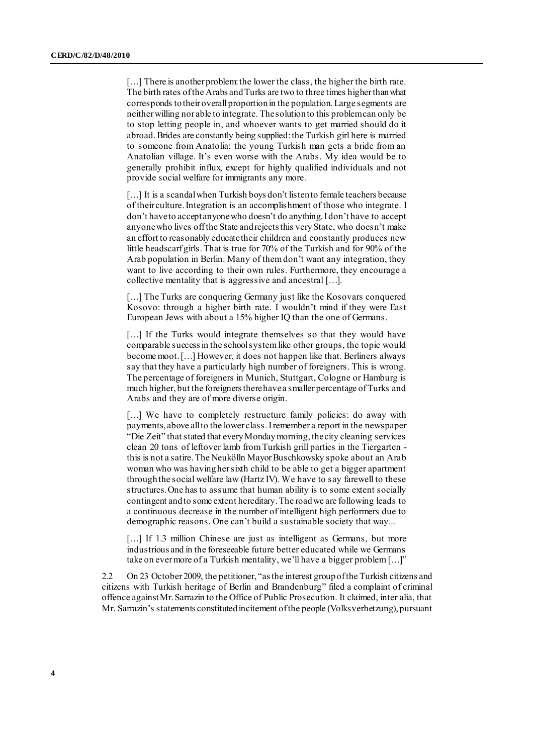[…] There is another problem: the lower the class, the higher the birth rate. The birth rates of the Arabs and Turks are two to three times higher than what corresponds to their overall proportion in the population. Large segments are neither willing nor able to integrate. The solution to this problem can only be to stop letting people in, and whoever wants to get married should do it abroad. Brides are constantly being supplied: the Turkish girl here is married to someone from Anatolia; the young Turkish man gets a bride from an Anatolian village. It's even worse with the Arabs. My idea would be to generally prohibit influx, except for highly qualified individuals and not provide social welfare for immigrants any more.

[…] It is a scandal when Turkish boys don't listen to female teachers because of their culture. Integration is an accomplishment of those who integrate. I don't have to accept anyone who doesn't do anything. I don't have to accept anyone who lives off the State and rejects this very State, who doesn't make an effort to reasonably educate their children and constantly produces new little headscarf girls. That is true for 70% of the Turkish and for 90% of the Arab population in Berlin. Many of them don't want any integration, they want to live according to their own rules. Furthermore, they encourage a collective mentality that is aggressive and ancestral […].

[…] The Turks are conquering Germany just like the Kosovars conquered Kosovo: through a higher birth rate. I wouldn't mind if they were East European Jews with about a 15% higher IQ than the one of Germans.

[…] If the Turks would integrate themselves so that they would have comparable success in the school system like other groups, the topic would become moot. […] However, it does not happen like that. Berliners always say that they have a particularly high number of foreigners. This is wrong. The percentage of foreigners in Munich, Stuttgart, Cologne or Hamburg is much higher, but the foreigners there have a smaller percentage of Turks and Arabs and they are of more diverse origin.

[…] We have to completely restructure family policies: do away with payments, above all to the lower class. I remember a report in the newspaper "Die Zeit" that stated that every Monday morning, the city cleaning services clean 20 tons of leftover lamb from Turkish grill parties in the Tiergarten - this is not a satire. The Neukölln Mayor Buschkowsky spoke about an Arab woman who was having her sixth child to be able to get a bigger apartment through the social welfare law (Hartz IV). We have to say farewell to these structures. One has to assume that human ability is to some extent socially contingent and to some extent hereditary. The road we are following leads to a continuous decrease in the number of intelligent high performers due to demographic reasons. One can't build a sustainable society that way...

[…] If 1.3 million Chinese are just as intelligent as Germans, but more industrious and in the foreseeable future better educated while we Germans take on ever more of a Turkish mentality, we'll have a bigger problem […]"

2.2 On 23 October 2009, the petitioner, "as the interest group of the Turkish citizens and citizens with Turkish heritage of Berlin and Brandenburg" filed a complaint of criminal offence against Mr. Sarrazin to the Office of Public Prosecution. It claimed, inter alia, that Mr. Sarrazin's statements constituted incitement of the people (Volksverhetzung), pursuant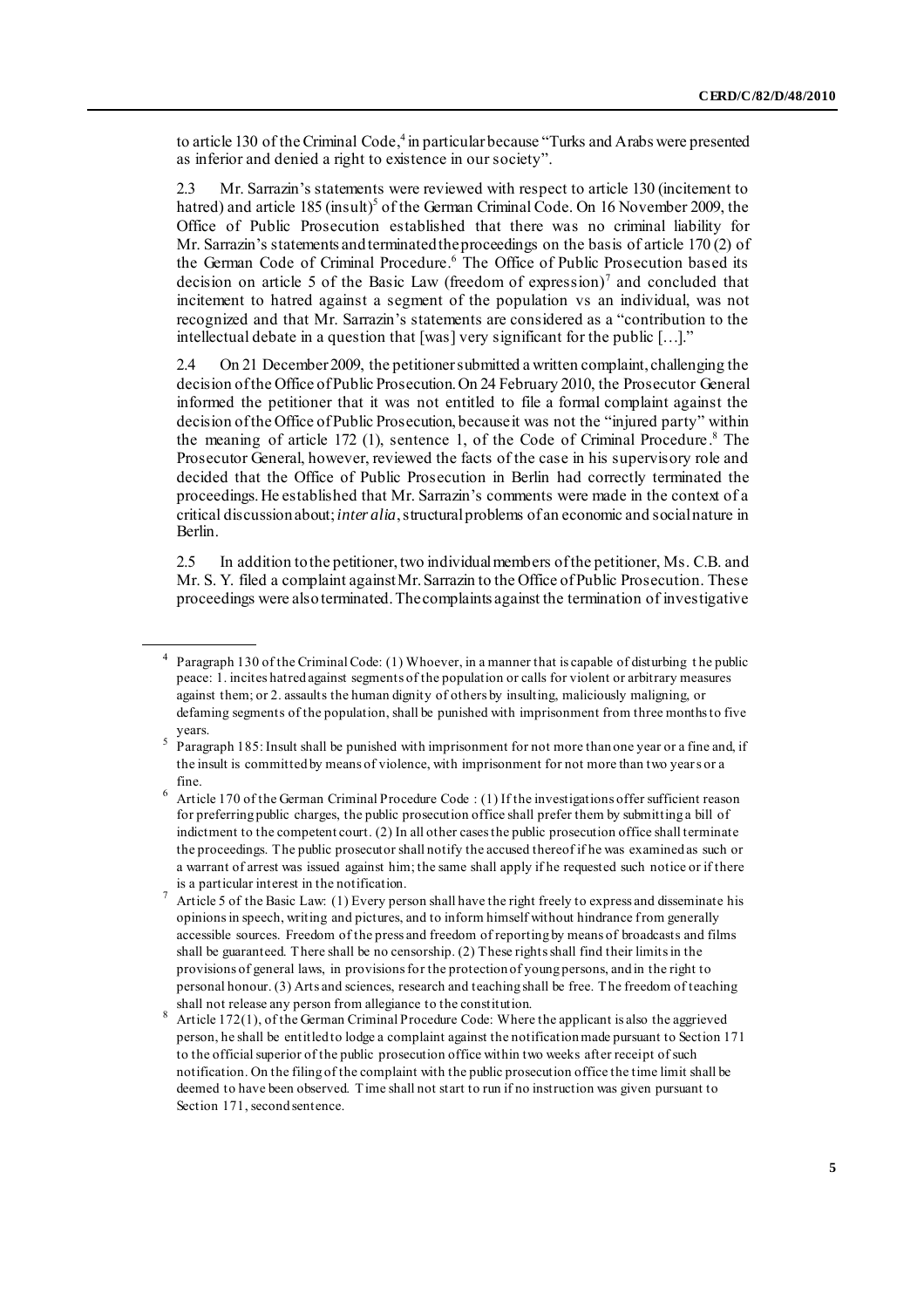to article 130 of the Criminal Code,[4] in particular because "Turks and Arabs were presented as inferior and denied a right to existence in our society".

2.3 Mr. Sarrazin's statements were reviewed with respect to article 130 (incitement to hatred) and article 185 (insult)[5] of the German Criminal Code. On 16 November 2009, the Office of Public Prosecution established that there was no criminal liability for Mr. Sarrazin's statements and terminated the proceedings on the basis of article 170 (2) of the German Code of Criminal Procedure.[6] The Office of Public Prosecution based its decision on article 5 of the Basic Law (freedom of expression)[7] and concluded that incitement to hatred against a segment of the population vs an individual, was not recognized and that Mr. Sarrazin's statements are considered as a "contribution to the intellectual debate in a question that [was] very significant for the public […]."

2.4 On 21 December 2009, the petitioner submitted a written complaint, challenging the decision of the Office of Public Prosecution. On 24 February 2010, the Prosecutor General informed the petitioner that it was not entitled to file a formal complaint against the decision of the Office of Public Prosecution, because it was not the "injured party" within the meaning of article 172 (1), sentence 1, of the Code of Criminal Procedure.[8] The Prosecutor General, however, reviewed the facts of the case in his supervisory role and decided that the Office of Public Prosecution in Berlin had correctly terminated the proceedings. He established that Mr. Sarrazin's comments were made in the context of a critical discussion about; *inter alia*, structural problems of an economic and social nature in Berlin.

2.5 In addition to the petitioner, two individual members of the petitioner, Ms. C.B. and Mr. S. Y. filed a complaint against Mr. Sarrazin to the Office of Public Prosecution. These proceedings were also terminated. The complaints against the termination of investigative

---

[4] Paragraph 130 of the Criminal Code: (1) Whoever, in a manner that is capable of disturbing the public peace: 1. incites hatred against segments of the population or calls for violent or arbitrary measures against them; or 2. assaults the human dignity of others by insulting, maliciously maligning, or defaming segments of the population, shall be punished with imprisonment from three months to five years.

[5] Paragraph 185: Insult shall be punished with imprisonment for not more than one year or a fine and, if the insult is committed by means of violence, with imprisonment for not more than two years or a fine.

[6] Article 170 of the German Criminal Procedure Code : (1) If the investigations offer sufficient reason for preferring public charges, the public prosecution office shall prefer them by submitting a bill of indictment to the competent court. (2) In all other cases the public prosecution office shall terminate the proceedings. The public prosecutor shall notify the accused thereof if he was examined as such or a warrant of arrest was issued against him; the same shall apply if he requested such notice or if there is a particular interest in the notification.

[7] Article 5 of the Basic Law: (1) Every person shall have the right freely to express and disseminate his opinions in speech, writing and pictures, and to inform himself without hindrance from generally accessible sources. Freedom of the press and freedom of reporting by means of broadcasts and films shall be guaranteed. There shall be no censorship. (2) These rights shall find their limits in the provisions of general laws, in provisions for the protection of young persons, and in the right to personal honour. (3) Arts and sciences, research and teaching shall be free. The freedom of teaching shall not release any person from allegiance to the constitution.

[8] Article 172(1), of the German Criminal Procedure Code: Where the applicant is also the aggrieved person, he shall be entitled to lodge a complaint against the notification made pursuant to Section 171 to the official superior of the public prosecution office within two weeks after receipt of such notification. On the filing of the complaint with the public prosecution office the time limit shall be deemed to have been observed. Time shall not start to run if no instruction was given pursuant to Section 171, second sentence.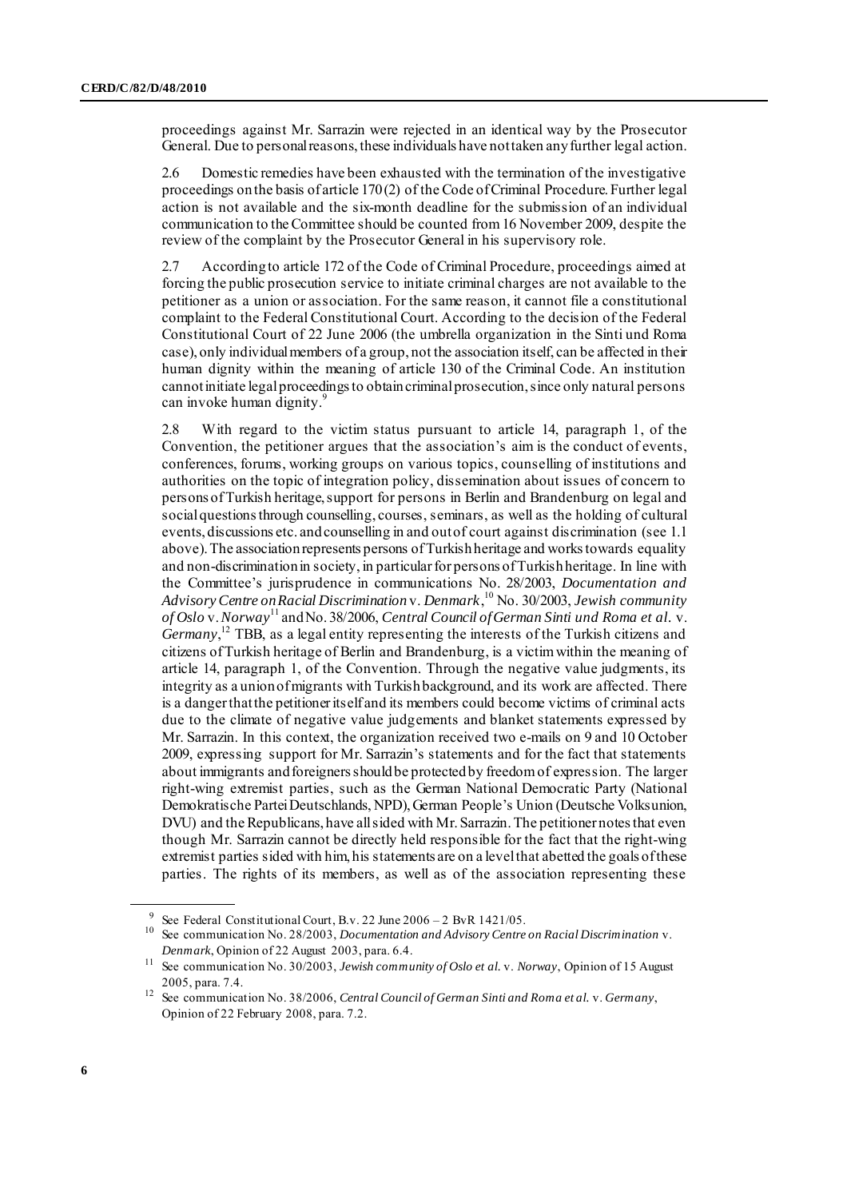proceedings against Mr. Sarrazin were rejected in an identical way by the Prosecutor General. Due to personal reasons, these individuals have not taken any further legal action.

2.6 Domestic remedies have been exhausted with the termination of the investigative proceedings on the basis of article 170(2) of the Code of Criminal Procedure. Further legal action is not available and the six-month deadline for the submission of an individual communication to the Committee should be counted from 16 November 2009, despite the review of the complaint by the Prosecutor General in his supervisory role.

2.7 According to article 172 of the Code of Criminal Procedure, proceedings aimed at forcing the public prosecution service to initiate criminal charges are not available to the petitioner as a union or association. For the same reason, it cannot file a constitutional complaint to the Federal Constitutional Court. According to the decision of the Federal Constitutional Court of 22 June 2006 (the umbrella organization in the Sinti und Roma case), only individual members of a group, not the association itself, can be affected in their human dignity within the meaning of article 130 of the Criminal Code. An institution cannot initiate legal proceedings to obtain criminal prosecution, since only natural persons can invoke human dignity.[9]

2.8 With regard to the victim status pursuant to article 14, paragraph 1, of the Convention, the petitioner argues that the association's aim is the conduct of events, conferences, forums, working groups on various topics, counselling of institutions and authorities on the topic of integration policy, dissemination about issues of concern to persons of Turkish heritage, support for persons in Berlin and Brandenburg on legal and social questions through counselling, courses, seminars, as well as the holding of cultural events, discussions etc. and counselling in and out of court against discrimination (see 1.1 above). The association represents persons of Turkish heritage and works towards equality and non-discrimination in society, in particular for persons of Turkish heritage. In line with the Committee's jurisprudence in communications No. 28/2003, *Documentation and Advisory Centre on Racial Discrimination* v. *Denmark*,[10] No. 30/2003, *Jewish community of Oslo* v. *Norway*[11] and No. 38/2006, *Central Council of German Sinti und Roma et al.* v. *Germany*,[12] TBB, as a legal entity representing the interests of the Turkish citizens and citizens of Turkish heritage of Berlin and Brandenburg, is a victim within the meaning of article 14, paragraph 1, of the Convention. Through the negative value judgments, its integrity as a union of migrants with Turkish background, and its work are affected. There is a danger that the petitioner itself and its members could become victims of criminal acts due to the climate of negative value judgements and blanket statements expressed by Mr. Sarrazin. In this context, the organization received two e-mails on 9 and 10 October 2009, expressing support for Mr. Sarrazin's statements and for the fact that statements about immigrants and foreigners should be protected by freedom of expression. The larger right-wing extremist parties, such as the German National Democratic Party (National Demokratische Partei Deutschlands, NPD), German People's Union (Deutsche Volksunion, DVU) and the Republicans, have all sided with Mr. Sarrazin. The petitioner notes that even though Mr. Sarrazin cannot be directly held responsible for the fact that the right-wing extremist parties sided with him, his statements are on a level that abetted the goals of these parties. The rights of its members, as well as of the association representing these

---

[9] See Federal Constitutional Court, B.v. 22 June 2006 – 2 BvR 1421/05.

[10] See communication No. 28/2003, *Documentation and Advisory Centre on Racial Discrimination* v. *Denmark*, Opinion of 22 August 2003, para. 6.4.

[11] See communication No. 30/2003, *Jewish community of Oslo et al.* v. *Norway*, Opinion of 15 August 2005, para. 7.4.

[12] See communication No. 38/2006, *Central Council of German Sinti and Roma et al.* v. *Germany*, Opinion of 22 February 2008, para. 7.2.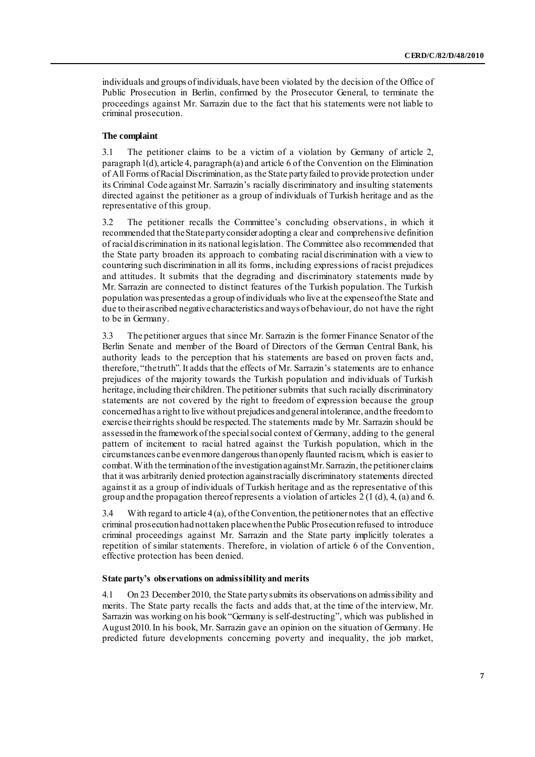individuals and groups of individuals, have been violated by the decision of the Office of Public Prosecution in Berlin, confirmed by the Prosecutor General, to terminate the proceedings against Mr. Sarrazin due to the fact that his statements were not liable to criminal prosecution.

**The complaint**

3.1 The petitioner claims to be a victim of a violation by Germany of article 2, paragraph 1(d), article 4, paragraph (a) and article 6 of the Convention on the Elimination of All Forms of Racial Discrimination, as the State party failed to provide protection under its Criminal Code against Mr. Sarrazin's racially discriminatory and insulting statements directed against the petitioner as a group of individuals of Turkish heritage and as the representative of this group.

3.2 The petitioner recalls the Committee's concluding observations, in which it recommended that the State party consider adopting a clear and comprehensive definition of racial discrimination in its national legislation. The Committee also recommended that the State party broaden its approach to combating racial discrimination with a view to countering such discrimination in all its forms, including expressions of racist prejudices and attitudes. It submits that the degrading and discriminatory statements made by Mr. Sarrazin are connected to distinct features of the Turkish population. The Turkish population was presented as a group of individuals who live at the expense of the State and due to their ascribed negative characteristics and ways of behaviour, do not have the right to be in Germany.

3.3 The petitioner argues that since Mr. Sarrazin is the former Finance Senator of the Berlin Senate and member of the Board of Directors of the German Central Bank, his authority leads to the perception that his statements are based on proven facts and, therefore, "the truth". It adds that the effects of Mr. Sarrazin's statements are to enhance prejudices of the majority towards the Turkish population and individuals of Turkish heritage, including their children. The petitioner submits that such racially discriminatory statements are not covered by the right to freedom of expression because the group concerned has a right to live without prejudices and general intolerance, and the freedom to exercise their rights should be respected. The statements made by Mr. Sarrazin should be assessed in the framework of the special social context of Germany, adding to the general pattern of incitement to racial hatred against the Turkish population, which in the circumstances can be even more dangerous than openly flaunted racism, which is easier to combat. With the termination of the investigation against Mr. Sarrazin, the petitioner claims that it was arbitrarily denied protection against racially discriminatory statements directed against it as a group of individuals of Turkish heritage and as the representative of this group and the propagation thereof represents a violation of articles 2 (1 (d), 4, (a) and 6.

3.4 With regard to article 4 (a), of the Convention, the petitioner notes that an effective criminal prosecution had not taken place when the Public Prosecution refused to introduce criminal proceedings against Mr. Sarrazin and the State party implicitly tolerates a repetition of similar statements. Therefore, in violation of article 6 of the Convention, effective protection has been denied.

**State party's observations on admissibility and merits**

4.1 On 23 December 2010, the State party submits its observations on admissibility and merits. The State party recalls the facts and adds that, at the time of the interview, Mr. Sarrazin was working on his book "Germany is self-destructing", which was published in August 2010. In his book, Mr. Sarrazin gave an opinion on the situation of Germany. He predicted future developments concerning poverty and inequality, the job market,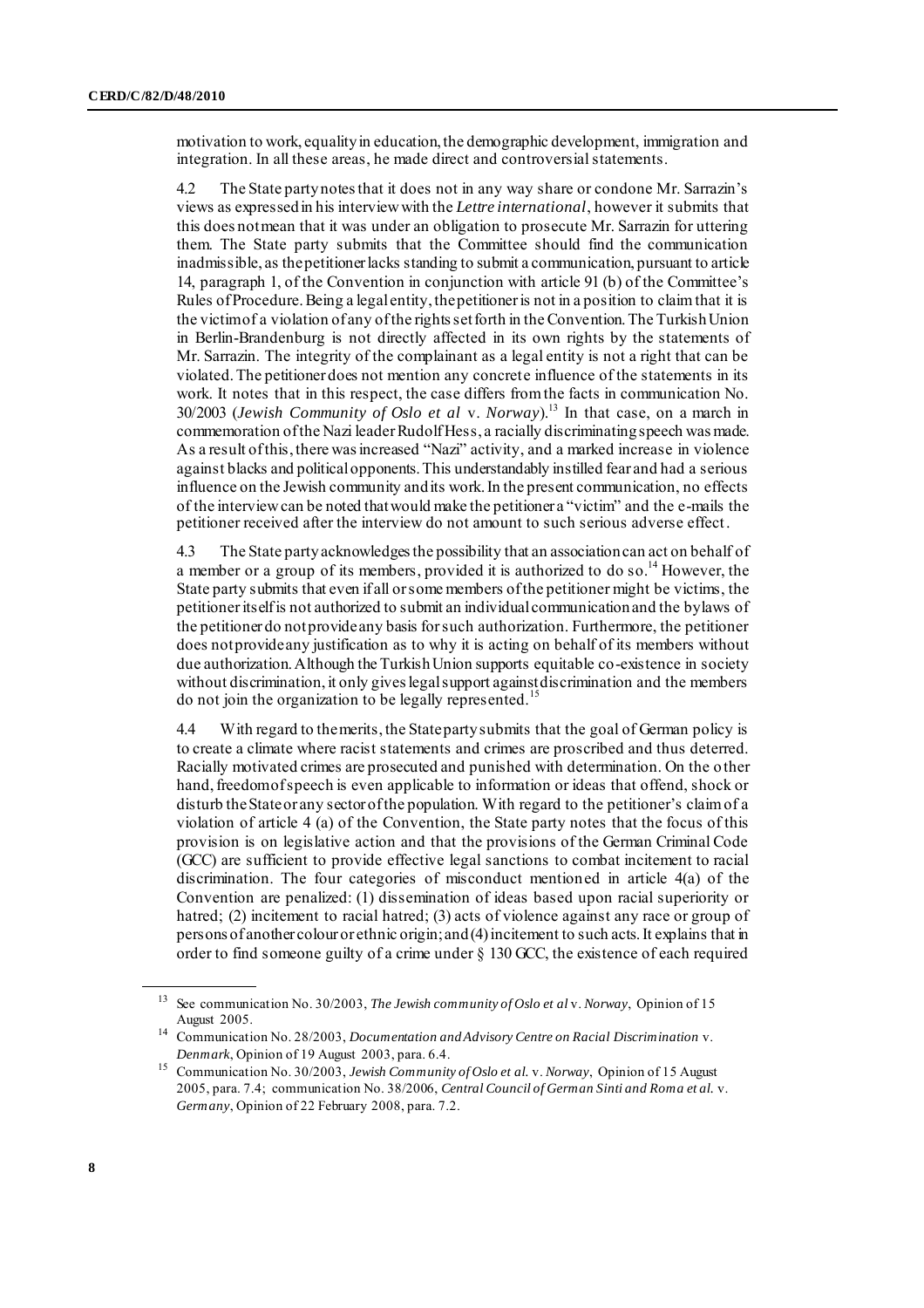motivation to work, equality in education, the demographic development, immigration and integration. In all these areas, he made direct and controversial statements.

4.2 The State party notes that it does not in any way share or condone Mr. Sarrazin's views as expressed in his interview with the *Lettre international*, however it submits that this does not mean that it was under an obligation to prosecute Mr. Sarrazin for uttering them. The State party submits that the Committee should find the communication inadmissible, as the petitioner lacks standing to submit a communication, pursuant to article 14, paragraph 1, of the Convention in conjunction with article 91 (b) of the Committee's Rules of Procedure. Being a legal entity, the petitioner is not in a position to claim that it is the victim of a violation of any of the rights set forth in the Convention. The Turkish Union in Berlin-Brandenburg is not directly affected in its own rights by the statements of Mr. Sarrazin. The integrity of the complainant as a legal entity is not a right that can be violated. The petitioner does not mention any concrete influence of the statements in its work. It notes that in this respect, the case differs from the facts in communication No. 30/2003 (*Jewish Community of Oslo et al* v. *Norway*).[13] In that case, on a march in commemoration of the Nazi leader Rudolf Hess, a racially discriminating speech was made. As a result of this, there was increased "Nazi" activity, and a marked increase in violence against blacks and political opponents. This understandably instilled fear and had a serious influence on the Jewish community and its work. In the present communication, no effects of the interview can be noted that would make the petitioner a "victim" and the e-mails the petitioner received after the interview do not amount to such serious adverse effect.

4.3 The State party acknowledges the possibility that an association can act on behalf of a member or a group of its members, provided it is authorized to do so.[14] However, the State party submits that even if all or some members of the petitioner might be victims, the petitioner itself is not authorized to submit an individual communication and the bylaws of the petitioner do not provide any basis for such authorization. Furthermore, the petitioner does not provide any justification as to why it is acting on behalf of its members without due authorization. Although the Turkish Union supports equitable co-existence in society without discrimination, it only gives legal support against discrimination and the members do not join the organization to be legally represented.[15]

4.4 With regard to the merits, the State party submits that the goal of German policy is to create a climate where racist statements and crimes are proscribed and thus deterred. Racially motivated crimes are prosecuted and punished with determination. On the other hand, freedom of speech is even applicable to information or ideas that offend, shock or disturb the State or any sector of the population. With regard to the petitioner's claim of a violation of article 4 (a) of the Convention, the State party notes that the focus of this provision is on legislative action and that the provisions of the German Criminal Code (GCC) are sufficient to provide effective legal sanctions to combat incitement to racial discrimination. The four categories of misconduct mentioned in article 4(a) of the Convention are penalized: (1) dissemination of ideas based upon racial superiority or hatred; (2) incitement to racial hatred; (3) acts of violence against any race or group of persons of another colour or ethnic origin; and (4) incitement to such acts. It explains that in order to find someone guilty of a crime under § 130 GCC, the existence of each required

---

[13] See communication No. 30/2003, *The Jewish community of Oslo et al* v. *Norway*, Opinion of 15 August 2005.

[14] Communication No. 28/2003, *Documentation and Advisory Centre on Racial Discrimination* v. *Denmark*, Opinion of 19 August 2003, para. 6.4.

[15] Communication No. 30/2003, *Jewish Community of Oslo et al.* v. *Norway*, Opinion of 15 August 2005, para. 7.4; communication No. 38/2006, *Central Council of German Sinti and Roma et al.* v. *Germany*, Opinion of 22 February 2008, para. 7.2.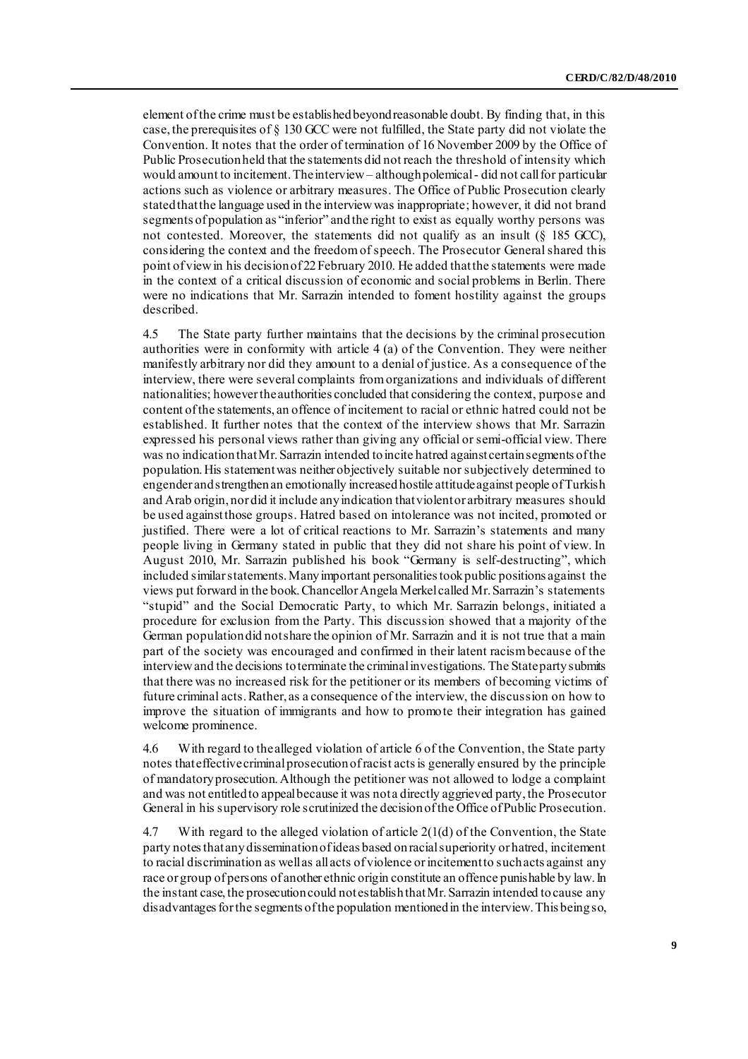element of the crime must be established beyond reasonable doubt. By finding that, in this case, the prerequisites of § 130 GCC were not fulfilled, the State party did not violate the Convention. It notes that the order of termination of 16 November 2009 by the Office of Public Prosecution held that the statements did not reach the threshold of intensity which would amount to incitement. The interview – although polemical - did not call for particular actions such as violence or arbitrary measures. The Office of Public Prosecution clearly stated that the language used in the interview was inappropriate; however, it did not brand segments of population as "inferior" and the right to exist as equally worthy persons was not contested. Moreover, the statements did not qualify as an insult (§ 185 GCC), considering the context and the freedom of speech. The Prosecutor General shared this point of view in his decision of 22 February 2010. He added that the statements were made in the context of a critical discussion of economic and social problems in Berlin. There were no indications that Mr. Sarrazin intended to foment hostility against the groups described.

4.5 The State party further maintains that the decisions by the criminal prosecution authorities were in conformity with article 4 (a) of the Convention. They were neither manifestly arbitrary nor did they amount to a denial of justice. As a consequence of the interview, there were several complaints from organizations and individuals of different nationalities; however the authorities concluded that considering the context, purpose and content of the statements, an offence of incitement to racial or ethnic hatred could not be established. It further notes that the context of the interview shows that Mr. Sarrazin expressed his personal views rather than giving any official or semi-official view. There was no indication that Mr. Sarrazin intended to incite hatred against certain segments of the population. His statement was neither objectively suitable nor subjectively determined to engender and strengthen an emotionally increased hostile attitude against people of Turkish and Arab origin, nor did it include any indication that violent or arbitrary measures should be used against those groups. Hatred based on intolerance was not incited, promoted or justified. There were a lot of critical reactions to Mr. Sarrazin's statements and many people living in Germany stated in public that they did not share his point of view. In August 2010, Mr. Sarrazin published his book "Germany is self-destructing", which included similar statements. Many important personalities took public positions against the views put forward in the book. Chancellor Angela Merkel called Mr. Sarrazin's statements "stupid" and the Social Democratic Party, to which Mr. Sarrazin belongs, initiated a procedure for exclusion from the Party. This discussion showed that a majority of the German population did not share the opinion of Mr. Sarrazin and it is not true that a main part of the society was encouraged and confirmed in their latent racism because of the interview and the decisions to terminate the criminal investigations. The State party submits that there was no increased risk for the petitioner or its members of becoming victims of future criminal acts. Rather, as a consequence of the interview, the discussion on how to improve the situation of immigrants and how to promote their integration has gained welcome prominence.

4.6 With regard to the alleged violation of article 6 of the Convention, the State party notes that effective criminal prosecution of racist acts is generally ensured by the principle of mandatory prosecution. Although the petitioner was not allowed to lodge a complaint and was not entitled to appeal because it was not a directly aggrieved party, the Prosecutor General in his supervisory role scrutinized the decision of the Office of Public Prosecution.

4.7 With regard to the alleged violation of article 2(1(d) of the Convention, the State party notes that any dissemination of ideas based on racial superiority or hatred, incitement to racial discrimination as well as all acts of violence or incitement to such acts against any race or group of persons of another ethnic origin constitute an offence punishable by law. In the instant case, the prosecution could not establish that Mr. Sarrazin intended to cause any disadvantages for the segments of the population mentioned in the interview. This being so,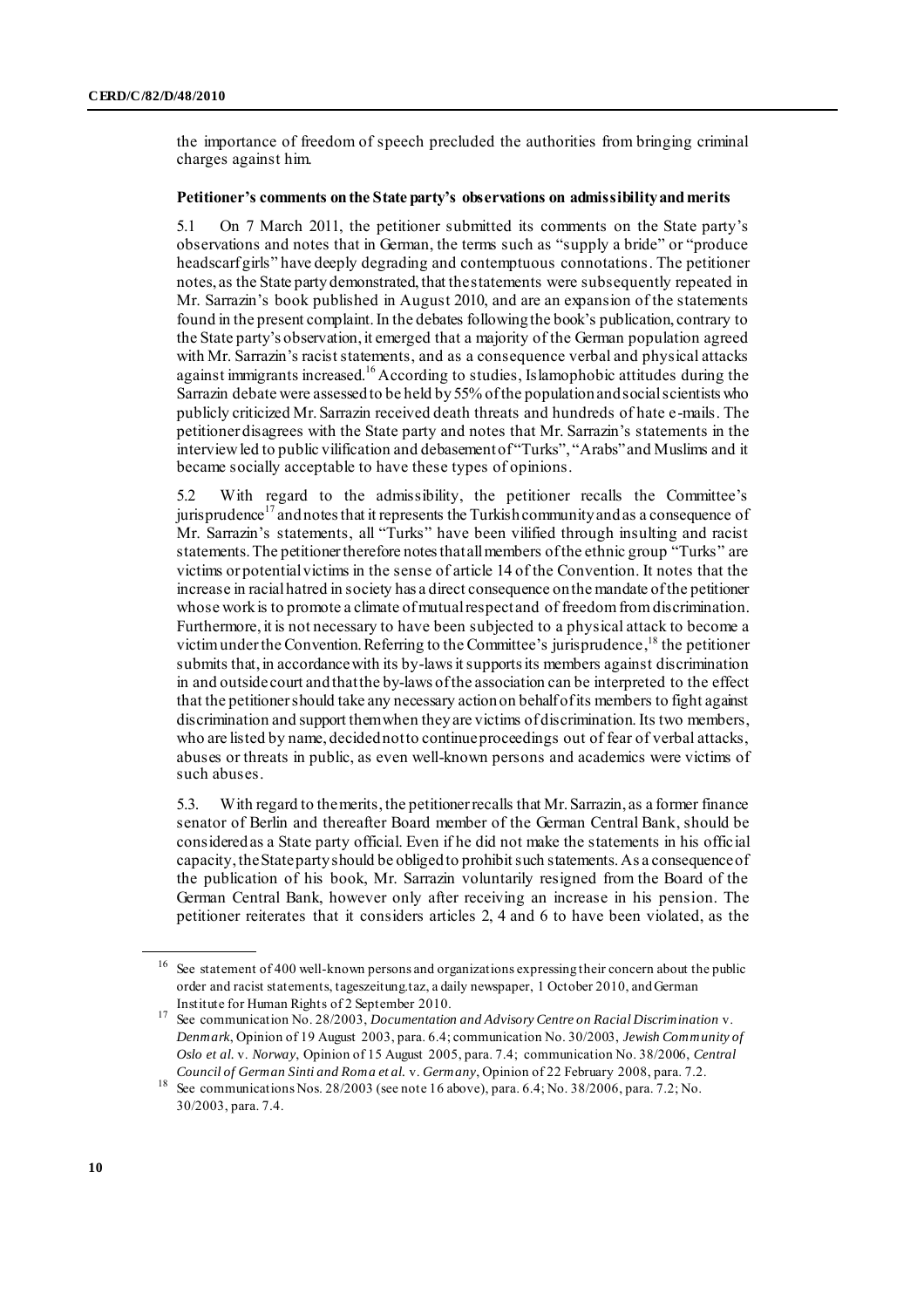the importance of freedom of speech precluded the authorities from bringing criminal charges against him.

**Petitioner's comments on the State party's observations on admissibility and merits**

5.1 On 7 March 2011, the petitioner submitted its comments on the State party's observations and notes that in German, the terms such as "supply a bride" or "produce headscarf girls" have deeply degrading and contemptuous connotations. The petitioner notes, as the State party demonstrated, that the statements were subsequently repeated in Mr. Sarrazin's book published in August 2010, and are an expansion of the statements found in the present complaint. In the debates following the book's publication, contrary to the State party's observation, it emerged that a majority of the German population agreed with Mr. Sarrazin's racist statements, and as a consequence verbal and physical attacks against immigrants increased.[16] According to studies, Islamophobic attitudes during the Sarrazin debate were assessed to be held by 55% of the population and social scientists who publicly criticized Mr. Sarrazin received death threats and hundreds of hate e-mails. The petitioner disagrees with the State party and notes that Mr. Sarrazin's statements in the interview led to public vilification and debasement of "Turks", "Arabs" and Muslims and it became socially acceptable to have these types of opinions.

5.2 With regard to the admissibility, the petitioner recalls the Committee's jurisprudence[17] and notes that it represents the Turkish community and as a consequence of Mr. Sarrazin's statements, all "Turks" have been vilified through insulting and racist statements. The petitioner therefore notes that all members of the ethnic group "Turks" are victims or potential victims in the sense of article 14 of the Convention. It notes that the increase in racial hatred in society has a direct consequence on the mandate of the petitioner whose work is to promote a climate of mutual respect and of freedom from discrimination. Furthermore, it is not necessary to have been subjected to a physical attack to become a victim under the Convention. Referring to the Committee's jurisprudence,[18] the petitioner submits that, in accordance with its by-laws it supports its members against discrimination in and outside court and that the by-laws of the association can be interpreted to the effect that the petitioner should take any necessary action on behalf of its members to fight against discrimination and support them when they are victims of discrimination. Its two members, who are listed by name, decided not to continue proceedings out of fear of verbal attacks, abuses or threats in public, as even well-known persons and academics were victims of such abuses.

5.3. With regard to the merits, the petitioner recalls that Mr. Sarrazin, as a former finance senator of Berlin and thereafter Board member of the German Central Bank, should be considered as a State party official. Even if he did not make the statements in his official capacity, the State party should be obliged to prohibit such statements. As a consequence of the publication of his book, Mr. Sarrazin voluntarily resigned from the Board of the German Central Bank, however only after receiving an increase in his pension. The petitioner reiterates that it considers articles 2, 4 and 6 to have been violated, as the

---

[16] See statement of 400 well-known persons and organizations expressing their concern about the public order and racist statements, tageszeitung.taz, a daily newspaper, 1 October 2010, and German Institute for Human Rights of 2 September 2010.

[17] See communication No. 28/2003, *Documentation and Advisory Centre on Racial Discrimination* v. *Denmark*, Opinion of 19 August 2003, para. 6.4; communication No. 30/2003, *Jewish Community of Oslo et al.* v. *Norway*, Opinion of 15 August 2005, para. 7.4; communication No. 38/2006, *Central Council of German Sinti and Roma et al.* v. *Germany*, Opinion of 22 February 2008, para. 7.2.

[18] See communications Nos. 28/2003 (see note 16 above), para. 6.4; No. 38/2006, para. 7.2; No. 30/2003, para. 7.4.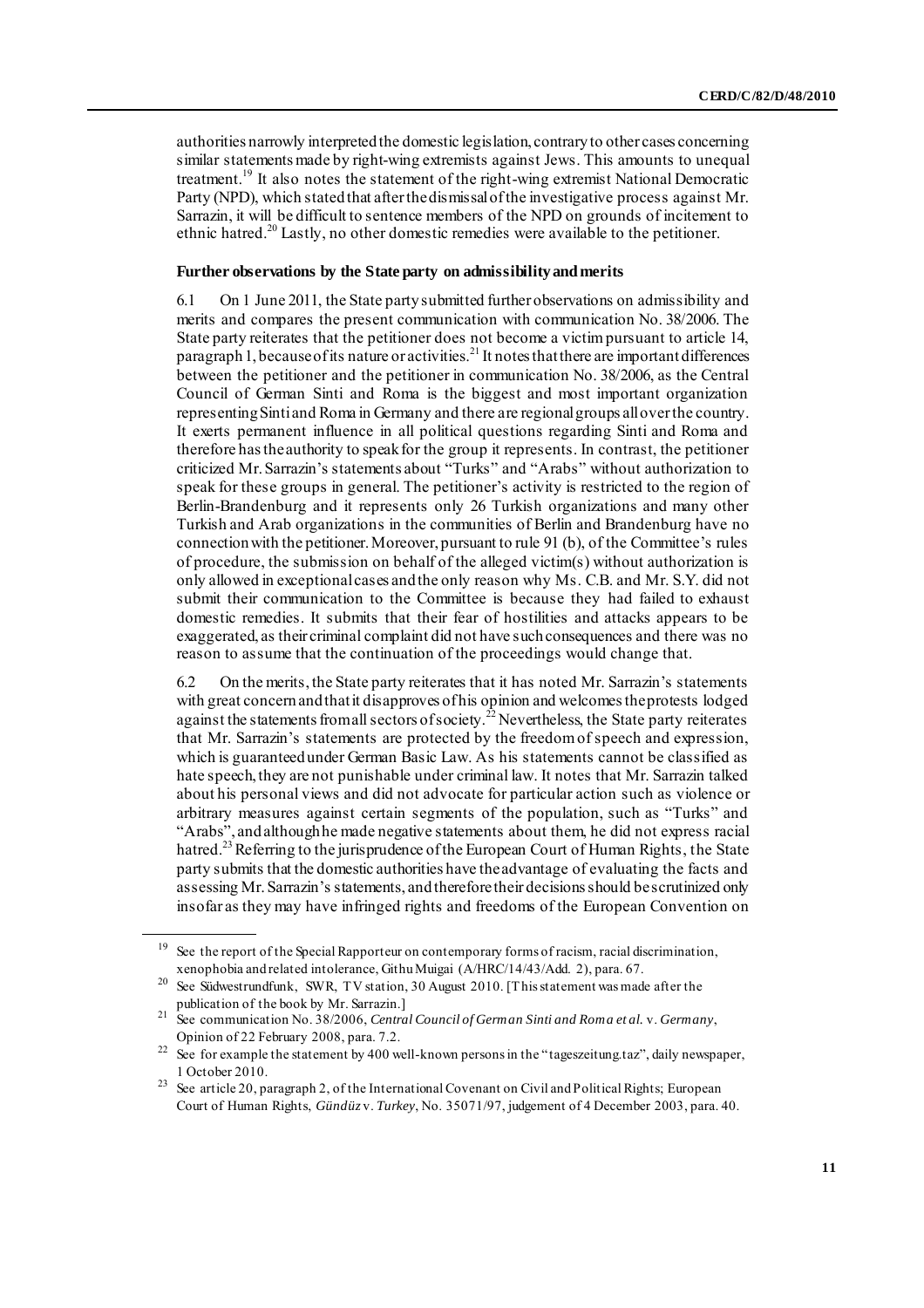authorities narrowly interpreted the domestic legislation, contrary to other cases concerning similar statements made by right-wing extremists against Jews. This amounts to unequal treatment.[19] It also notes the statement of the right-wing extremist National Democratic Party (NPD), which stated that after the dismissal of the investigative process against Mr. Sarrazin, it will be difficult to sentence members of the NPD on grounds of incitement to ethnic hatred.[20] Lastly, no other domestic remedies were available to the petitioner.

### Further observations by the State party on admissibility and merits

6.1 On 1 June 2011, the State party submitted further observations on admissibility and merits and compares the present communication with communication No. 38/2006. The State party reiterates that the petitioner does not become a victim pursuant to article 14, paragraph 1, because of its nature or activities.[21] It notes that there are important differences between the petitioner and the petitioner in communication No. 38/2006, as the Central Council of German Sinti and Roma is the biggest and most important organization representing Sinti and Roma in Germany and there are regional groups all over the country. It exerts permanent influence in all political questions regarding Sinti and Roma and therefore has the authority to speak for the group it represents. In contrast, the petitioner criticized Mr. Sarrazin's statements about "Turks" and "Arabs" without authorization to speak for these groups in general. The petitioner's activity is restricted to the region of Berlin-Brandenburg and it represents only 26 Turkish organizations and many other Turkish and Arab organizations in the communities of Berlin and Brandenburg have no connection with the petitioner. Moreover, pursuant to rule 91 (b), of the Committee's rules of procedure, the submission on behalf of the alleged victim(s) without authorization is only allowed in exceptional cases and the only reason why Ms. C.B. and Mr. S.Y. did not submit their communication to the Committee is because they had failed to exhaust domestic remedies. It submits that their fear of hostilities and attacks appears to be exaggerated, as their criminal complaint did not have such consequences and there was no reason to assume that the continuation of the proceedings would change that.

6.2 On the merits, the State party reiterates that it has noted Mr. Sarrazin's statements with great concern and that it disapproves of his opinion and welcomes the protests lodged against the statements from all sectors of society.[22] Nevertheless, the State party reiterates that Mr. Sarrazin's statements are protected by the freedom of speech and expression, which is guaranteed under German Basic Law. As his statements cannot be classified as hate speech, they are not punishable under criminal law. It notes that Mr. Sarrazin talked about his personal views and did not advocate for particular action such as violence or arbitrary measures against certain segments of the population, such as "Turks" and "Arabs", and although he made negative statements about them, he did not express racial hatred.[23] Referring to the jurisprudence of the European Court of Human Rights, the State party submits that the domestic authorities have the advantage of evaluating the facts and assessing Mr. Sarrazin's statements, and therefore their decisions should be scrutinized only insofar as they may have infringed rights and freedoms of the European Convention on

---

[19] See the report of the Special Rapporteur on contemporary forms of racism, racial discrimination, xenophobia and related intolerance, Githu Muigai (A/HRC/14/43/Add. 2), para. 67.

[20] See Südwestrundfunk, SWR, TV station, 30 August 2010. [This statement was made after the publication of the book by Mr. Sarrazin.]

[21] See communication No. 38/2006, *Central Council of German Sinti and Roma et al.* v. *Germany*, Opinion of 22 February 2008, para. 7.2.

[22] See for example the statement by 400 well-known persons in the "tageszeitung.taz", daily newspaper, 1 October 2010.

[23] See article 20, paragraph 2, of the International Covenant on Civil and Political Rights; European Court of Human Rights, *Gündüz* v. *Turkey*, No. 35071/97, judgement of 4 December 2003, para. 40.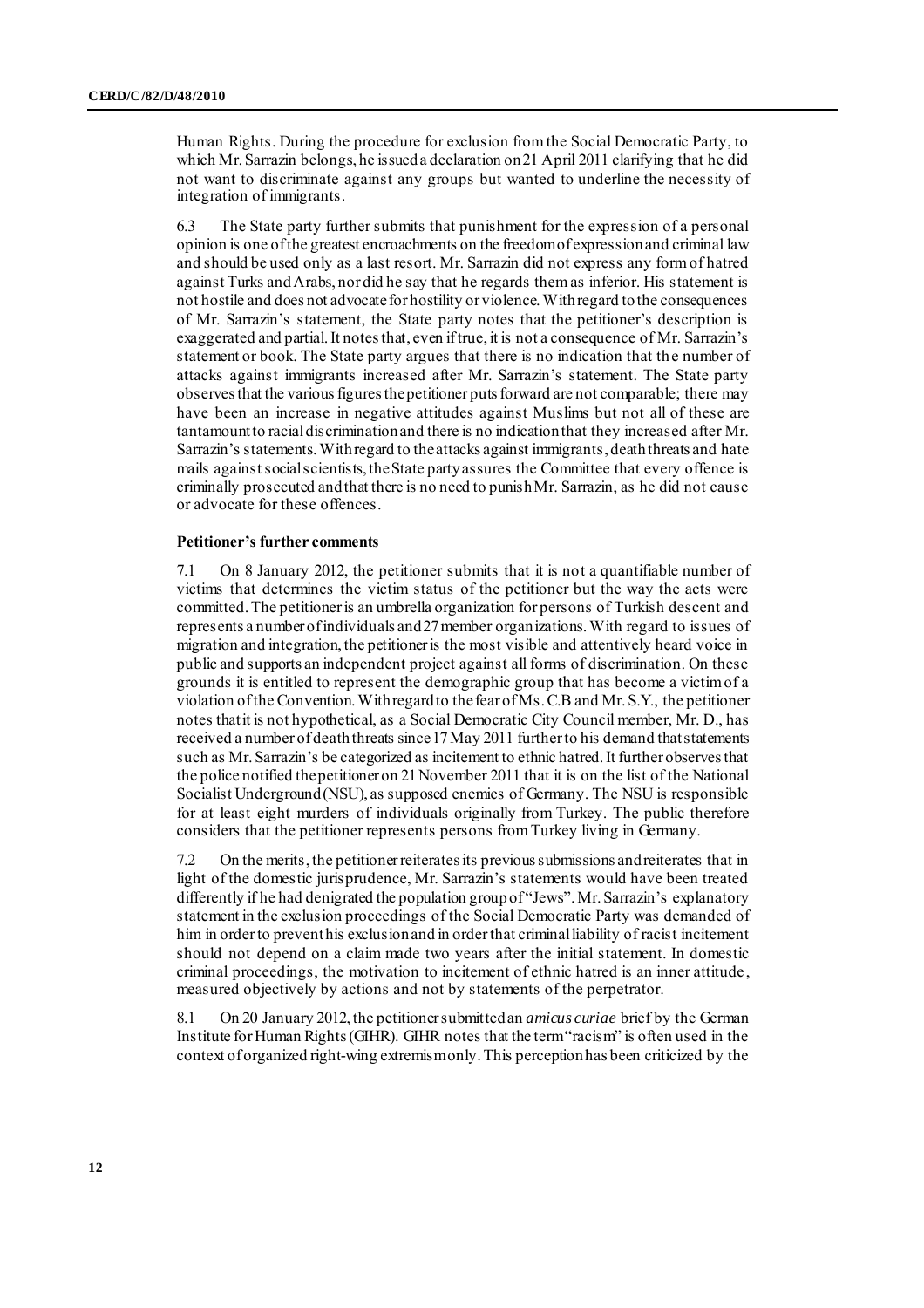Human Rights. During the procedure for exclusion from the Social Democratic Party, to which Mr. Sarrazin belongs, he issued a declaration on 21 April 2011 clarifying that he did not want to discriminate against any groups but wanted to underline the necessity of integration of immigrants.

6.3 The State party further submits that punishment for the expression of a personal opinion is one of the greatest encroachments on the freedom of expression and criminal law and should be used only as a last resort. Mr. Sarrazin did not express any form of hatred against Turks and Arabs, nor did he say that he regards them as inferior. His statement is not hostile and does not advocate for hostility or violence. With regard to the consequences of Mr. Sarrazin's statement, the State party notes that the petitioner's description is exaggerated and partial. It notes that, even if true, it is not a consequence of Mr. Sarrazin's statement or book. The State party argues that there is no indication that the number of attacks against immigrants increased after Mr. Sarrazin's statement. The State party observes that the various figures the petitioner puts forward are not comparable; there may have been an increase in negative attitudes against Muslims but not all of these are tantamount to racial discrimination and there is no indication that they increased after Mr. Sarrazin's statements. With regard to the attacks against immigrants, death threats and hate mails against social scientists, the State party assures the Committee that every offence is criminally prosecuted and that there is no need to punish Mr. Sarrazin, as he did not cause or advocate for these offences.

**Petitioner's further comments**

7.1 On 8 January 2012, the petitioner submits that it is not a quantifiable number of victims that determines the victim status of the petitioner but the way the acts were committed. The petitioner is an umbrella organization for persons of Turkish descent and represents a number of individuals and 27 member organizations. With regard to issues of migration and integration, the petitioner is the most visible and attentively heard voice in public and supports an independent project against all forms of discrimination. On these grounds it is entitled to represent the demographic group that has become a victim of a violation of the Convention. With regard to the fear of Ms. C.B and Mr. S.Y., the petitioner notes that it is not hypothetical, as a Social Democratic City Council member, Mr. D., has received a number of death threats since 17 May 2011 further to his demand that statements such as Mr. Sarrazin's be categorized as incitement to ethnic hatred. It further observes that the police notified the petitioner on 21 November 2011 that it is on the list of the National Socialist Underground (NSU), as supposed enemies of Germany. The NSU is responsible for at least eight murders of individuals originally from Turkey. The public therefore considers that the petitioner represents persons from Turkey living in Germany.

7.2 On the merits, the petitioner reiterates its previous submissions and reiterates that in light of the domestic jurisprudence, Mr. Sarrazin's statements would have been treated differently if he had denigrated the population group of "Jews". Mr. Sarrazin's explanatory statement in the exclusion proceedings of the Social Democratic Party was demanded of him in order to prevent his exclusion and in order that criminal liability of racist incitement should not depend on a claim made two years after the initial statement. In domestic criminal proceedings, the motivation to incitement of ethnic hatred is an inner attitude, measured objectively by actions and not by statements of the perpetrator.

8.1 On 20 January 2012, the petitioner submitted an *amicus curiae* brief by the German Institute for Human Rights (GIHR). GIHR notes that the term "racism" is often used in the context of organized right-wing extremism only. This perception has been criticized by the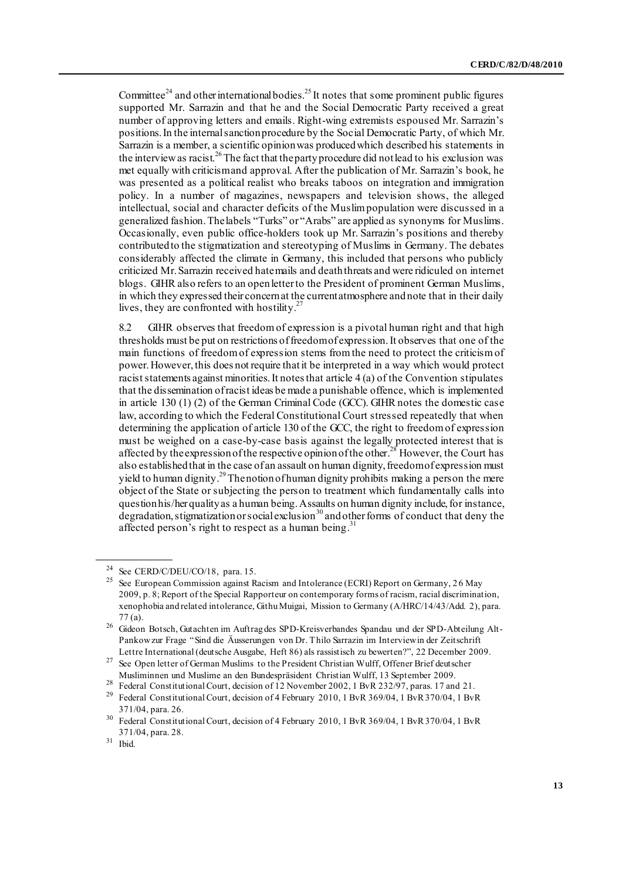Committee[24] and other international bodies.[25] It notes that some prominent public figures supported Mr. Sarrazin and that he and the Social Democratic Party received a great number of approving letters and emails. Right-wing extremists espoused Mr. Sarrazin's positions. In the internal sanction procedure by the Social Democratic Party, of which Mr. Sarrazin is a member, a scientific opinion was produced which described his statements in the interview as racist.[26] The fact that the party procedure did not lead to his exclusion was met equally with criticism and approval. After the publication of Mr. Sarrazin's book, he was presented as a political realist who breaks taboos on integration and immigration policy. In a number of magazines, newspapers and television shows, the alleged intellectual, social and character deficits of the Muslim population were discussed in a generalized fashion. The labels "Turks" or "Arabs" are applied as synonyms for Muslims. Occasionally, even public office-holders took up Mr. Sarrazin's positions and thereby contributed to the stigmatization and stereotyping of Muslims in Germany. The debates considerably affected the climate in Germany, this included that persons who publicly criticized Mr. Sarrazin received hate mails and death threats and were ridiculed on internet blogs. GIHR also refers to an open letter to the President of prominent German Muslims, in which they expressed their concern at the current atmosphere and note that in their daily lives, they are confronted with hostility.[27]

8.2 GIHR observes that freedom of expression is a pivotal human right and that high thresholds must be put on restrictions of freedom of expression. It observes that one of the main functions of freedom of expression stems from the need to protect the criticism of power. However, this does not require that it be interpreted in a way which would protect racist statements against minorities. It notes that article 4 (a) of the Convention stipulates that the dissemination of racist ideas be made a punishable offence, which is implemented in article 130 (1) (2) of the German Criminal Code (GCC). GIHR notes the domestic case law, according to which the Federal Constitutional Court stressed repeatedly that when determining the application of article 130 of the GCC, the right to freedom of expression must be weighed on a case-by-case basis against the legally protected interest that is affected by the expression of the respective opinion of the other.[28] However, the Court has also established that in the case of an assault on human dignity, freedom of expression must yield to human dignity.[29] The notion of human dignity prohibits making a person the mere object of the State or subjecting the person to treatment which fundamentally calls into question his/her quality as a human being. Assaults on human dignity include, for instance, degradation, stigmatization or social exclusion[30] and other forms of conduct that deny the affected person's right to respect as a human being.[31]

---

[24] See CERD/C/DEU/CO/18, para. 15.

[25] See European Commission against Racism and Intolerance (ECRI) Report on Germany, 26 May 2009, p. 8; Report of the Special Rapporteur on contemporary forms of racism, racial discrimination, xenophobia and related intolerance, Githu Muigai, Mission to Germany (A/HRC/14/43/Add. 2), para. 77 (a).

[26] Gideon Botsch, Gutachten im Auftrag des SPD-Kreisverbandes Spandau und der SPD-Abteilung Alt-Pankow zur Frage "Sind die Äusserungen von Dr. Thilo Sarrazin im Interview in der Zeitschrift Lettre International (deutsche Ausgabe, Heft 86) als rassistisch zu bewerten?", 22 December 2009.

[27] See Open letter of German Muslims to the President Christian Wulff, Offener Brief deutscher Musliminnen und Muslime an den Bundespräsident Christian Wulff, 13 September 2009.

[28] Federal Constitutional Court, decision of 12 November 2002, 1 BvR 232/97, paras. 17 and 21.

[29] Federal Constitutional Court, decision of 4 February 2010, 1 BvR 369/04, 1 BvR 370/04, 1 BvR 371/04, para. 26.

[30] Federal Constitutional Court, decision of 4 February 2010, 1 BvR 369/04, 1 BvR 370/04, 1 BvR 371/04, para. 28.

[31] Ibid.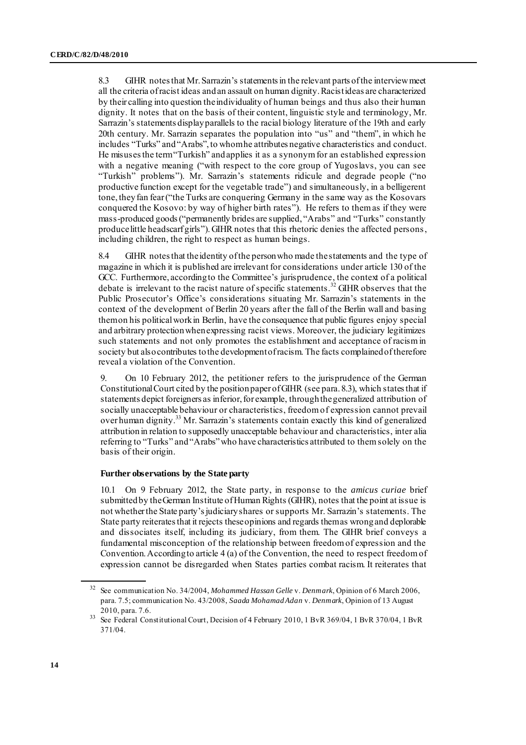8.3 GIHR notes that Mr. Sarrazin's statements in the relevant parts of the interview meet all the criteria of racist ideas and an assault on human dignity. Racist ideas are characterized by their calling into question the individuality of human beings and thus also their human dignity. It notes that on the basis of their content, linguistic style and terminology, Mr. Sarrazin's statements display parallels to the racial biology literature of the 19th and early 20th century. Mr. Sarrazin separates the population into "us" and "them", in which he includes "Turks" and "Arabs", to whom he attributes negative characteristics and conduct. He misuses the term "Turkish" and applies it as a synonym for an established expression with a negative meaning ("with respect to the core group of Yugoslavs, you can see "Turkish" problems"). Mr. Sarrazin's statements ridicule and degrade people ("no productive function except for the vegetable trade") and simultaneously, in a belligerent tone, they fan fear ("the Turks are conquering Germany in the same way as the Kosovars conquered the Kosovo: by way of higher birth rates"). He refers to them as if they were mass-produced goods ("permanently brides are supplied, "Arabs" and "Turks" constantly produce little headscarf girls"). GIHR notes that this rhetoric denies the affected persons, including children, the right to respect as human beings.

8.4 GIHR notes that the identity of the person who made the statements and the type of magazine in which it is published are irrelevant for considerations under article 130 of the GCC. Furthermore, according to the Committee's jurisprudence, the context of a political debate is irrelevant to the racist nature of specific statements.[32] GIHR observes that the Public Prosecutor's Office's considerations situating Mr. Sarrazin's statements in the context of the development of Berlin 20 years after the fall of the Berlin wall and basing them on his political work in Berlin, have the consequence that public figures enjoy special and arbitrary protection when expressing racist views. Moreover, the judiciary legitimizes such statements and not only promotes the establishment and acceptance of racism in society but also contributes to the development of racism. The facts complained of therefore reveal a violation of the Convention.

9. On 10 February 2012, the petitioner refers to the jurisprudence of the German Constitutional Court cited by the position paper of GIHR (see para. 8.3), which states that if statements depict foreigners as inferior, for example, through the generalized attribution of socially unacceptable behaviour or characteristics, freedom of expression cannot prevail over human dignity.[33] Mr. Sarrazin's statements contain exactly this kind of generalized attribution in relation to supposedly unacceptable behaviour and characteristics, inter alia referring to "Turks" and "Arabs" who have characteristics attributed to them solely on the basis of their origin.

### Further observations by the State party

10.1 On 9 February 2012, the State party, in response to the *amicus curiae* brief submitted by the German Institute of Human Rights (GIHR), notes that the point at issue is not whether the State party's judiciary shares or supports Mr. Sarrazin's statements. The State party reiterates that it rejects these opinions and regards them as wrong and deplorable and dissociates itself, including its judiciary, from them. The GIHR brief conveys a fundamental misconception of the relationship between freedom of expression and the Convention. According to article 4 (a) of the Convention, the need to respect freedom of expression cannot be disregarded when States parties combat racism. It reiterates that

---

[32] See communication No. 34/2004, *Mohammed Hassan Gelle* v. *Denmark*, Opinion of 6 March 2006, para. 7.5; communication No. 43/2008, *Saada Mohamad Adan* v. *Denmark*, Opinion of 13 August 2010, para. 7.6.

[33] See Federal Constitutional Court, Decision of 4 February 2010, 1 BvR 369/04, 1 BvR 370/04, 1 BvR 371/04.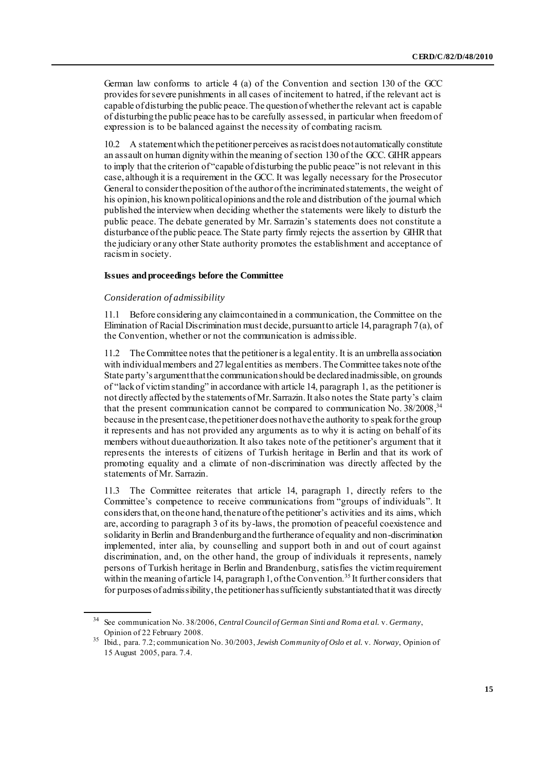German law conforms to article 4 (a) of the Convention and section 130 of the GCC provides for severe punishments in all cases of incitement to hatred, if the relevant act is capable of disturbing the public peace. The question of whether the relevant act is capable of disturbing the public peace has to be carefully assessed, in particular when freedom of expression is to be balanced against the necessity of combating racism.

10.2 A statement which the petitioner perceives as racist does not automatically constitute an assault on human dignity within the meaning of section 130 of the GCC. GIHR appears to imply that the criterion of "capable of disturbing the public peace" is not relevant in this case, although it is a requirement in the GCC. It was legally necessary for the Prosecutor General to consider the position of the author of the incriminated statements, the weight of his opinion, his known political opinions and the role and distribution of the journal which published the interview when deciding whether the statements were likely to disturb the public peace. The debate generated by Mr. Sarrazin's statements does not constitute a disturbance of the public peace. The State party firmly rejects the assertion by GIHR that the judiciary or any other State authority promotes the establishment and acceptance of racism in society.

### Issues and proceedings before the Committee

*Consideration of admissibility*

11.1 Before considering any claim contained in a communication, the Committee on the Elimination of Racial Discrimination must decide, pursuant to article 14, paragraph 7 (a), of the Convention, whether or not the communication is admissible.

11.2 The Committee notes that the petitioner is a legal entity. It is an umbrella association with individual members and 27 legal entities as members. The Committee takes note of the State party's argument that the communication should be declared inadmissible, on grounds of "lack of victim standing" in accordance with article 14, paragraph 1, as the petitioner is not directly affected by the statements of Mr. Sarrazin. It also notes the State party's claim that the present communication cannot be compared to communication No. 38/2008,[34] because in the present case, the petitioner does not have the authority to speak for the group it represents and has not provided any arguments as to why it is acting on behalf of its members without due authorization. It also takes note of the petitioner's argument that it represents the interests of citizens of Turkish heritage in Berlin and that its work of promoting equality and a climate of non-discrimination was directly affected by the statements of Mr. Sarrazin.

11.3 The Committee reiterates that article 14, paragraph 1, directly refers to the Committee's competence to receive communications from "groups of individuals". It considers that, on the one hand, the nature of the petitioner's activities and its aims, which are, according to paragraph 3 of its by-laws, the promotion of peaceful coexistence and solidarity in Berlin and Brandenburg and the furtherance of equality and non-discrimination implemented, inter alia, by counselling and support both in and out of court against discrimination, and, on the other hand, the group of individuals it represents, namely persons of Turkish heritage in Berlin and Brandenburg, satisfies the victim requirement within the meaning of article 14, paragraph 1, of the Convention.[35] It further considers that for purposes of admissibility, the petitioner has sufficiently substantiated that it was directly

---

[34] See communication No. 38/2006, *Central Council of German Sinti and Roma et al.* v. *Germany*, Opinion of 22 February 2008.

[35] Ibid., para. 7.2; communication No. 30/2003, *Jewish Community of Oslo et al.* v. *Norway*, Opinion of 15 August 2005, para. 7.4.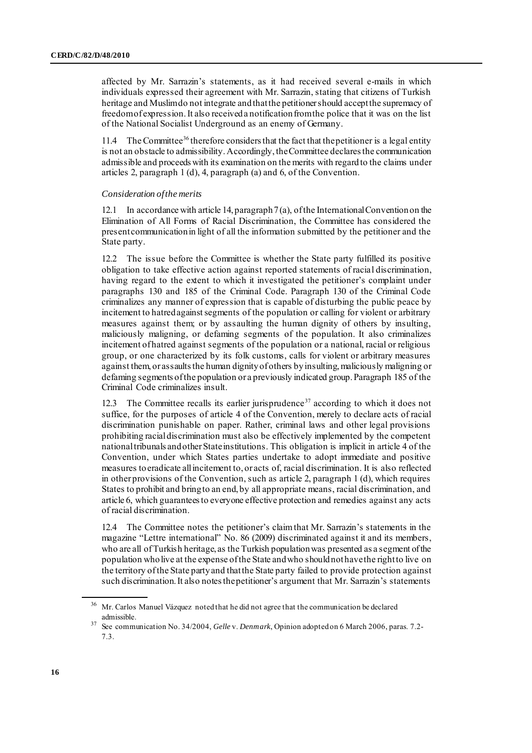affected by Mr. Sarrazin's statements, as it had received several e-mails in which individuals expressed their agreement with Mr. Sarrazin, stating that citizens of Turkish heritage and Muslim do not integrate and that the petitioner should accept the supremacy of freedom of expression. It also received a notification from the police that it was on the list of the National Socialist Underground as an enemy of Germany.

11.4 The Committee[36] therefore considers that the fact that the petitioner is a legal entity is not an obstacle to admissibility. Accordingly, the Committee declares the communication admissible and proceeds with its examination on the merits with regard to the claims under articles 2, paragraph 1 (d), 4, paragraph (a) and 6, of the Convention.

*Consideration of the merits*

12.1 In accordance with article 14, paragraph 7 (a), of the International Convention on the Elimination of All Forms of Racial Discrimination, the Committee has considered the present communication in light of all the information submitted by the petitioner and the State party.

12.2 The issue before the Committee is whether the State party fulfilled its positive obligation to take effective action against reported statements of racial discrimination, having regard to the extent to which it investigated the petitioner's complaint under paragraphs 130 and 185 of the Criminal Code. Paragraph 130 of the Criminal Code criminalizes any manner of expression that is capable of disturbing the public peace by incitement to hatred against segments of the population or calling for violent or arbitrary measures against them; or by assaulting the human dignity of others by insulting, maliciously maligning, or defaming segments of the population. It also criminalizes incitement of hatred against segments of the population or a national, racial or religious group, or one characterized by its folk customs, calls for violent or arbitrary measures against them, or assaults the human dignity of others by insulting, maliciously maligning or defaming segments of the population or a previously indicated group. Paragraph 185 of the Criminal Code criminalizes insult.

12.3 The Committee recalls its earlier jurisprudence[37] according to which it does not suffice, for the purposes of article 4 of the Convention, merely to declare acts of racial discrimination punishable on paper. Rather, criminal laws and other legal provisions prohibiting racial discrimination must also be effectively implemented by the competent national tribunals and other State institutions. This obligation is implicit in article 4 of the Convention, under which States parties undertake to adopt immediate and positive measures to eradicate all incitement to, or acts of, racial discrimination. It is also reflected in other provisions of the Convention, such as article 2, paragraph 1 (d), which requires States to prohibit and bring to an end, by all appropriate means, racial discrimination, and article 6, which guarantees to everyone effective protection and remedies against any acts of racial discrimination.

12.4 The Committee notes the petitioner's claim that Mr. Sarrazin's statements in the magazine "Lettre international" No. 86 (2009) discriminated against it and its members, who are all of Turkish heritage, as the Turkish population was presented as a segment of the population who live at the expense of the State and who should not have the right to live on the territory of the State party and that the State party failed to provide protection against such discrimination. It also notes the petitioner's argument that Mr. Sarrazin's statements

---

[36] Mr. Carlos Manuel Vázquez noted that he did not agree that the communication be declared admissible.

[37] See communication No. 34/2004, *Gelle* v. *Denmark*, Opinion adopted on 6 March 2006, paras. 7.2-7.3.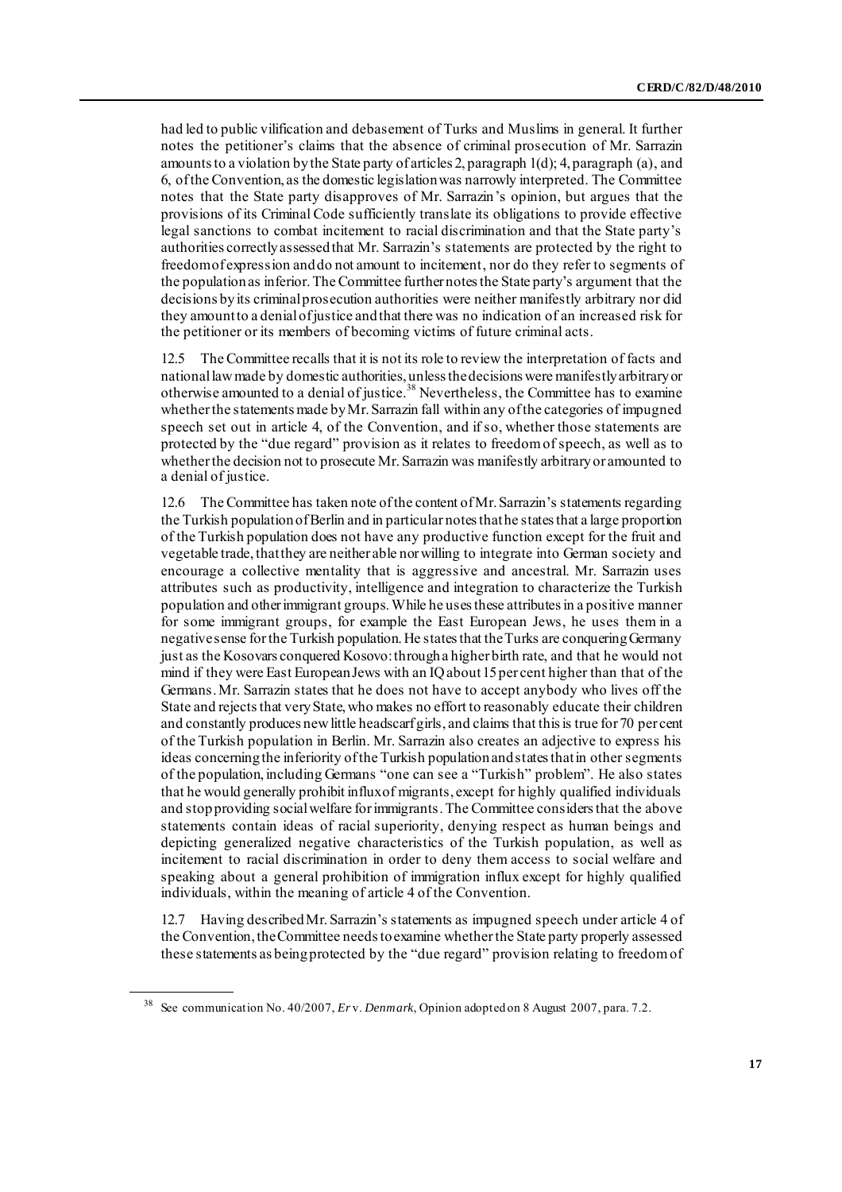had led to public vilification and debasement of Turks and Muslims in general. It further notes the petitioner's claims that the absence of criminal prosecution of Mr. Sarrazin amounts to a violation by the State party of articles 2, paragraph 1(d); 4, paragraph (a), and 6, of the Convention, as the domestic legislation was narrowly interpreted. The Committee notes that the State party disapproves of Mr. Sarrazin's opinion, but argues that the provisions of its Criminal Code sufficiently translate its obligations to provide effective legal sanctions to combat incitement to racial discrimination and that the State party's authorities correctly assessed that Mr. Sarrazin's statements are protected by the right to freedom of expression and do not amount to incitement, nor do they refer to segments of the population as inferior. The Committee further notes the State party's argument that the decisions by its criminal prosecution authorities were neither manifestly arbitrary nor did they amount to a denial of justice and that there was no indication of an increased risk for the petitioner or its members of becoming victims of future criminal acts.

12.5 The Committee recalls that it is not its role to review the interpretation of facts and national law made by domestic authorities, unless the decisions were manifestly arbitrary or otherwise amounted to a denial of justice.[38] Nevertheless, the Committee has to examine whether the statements made by Mr. Sarrazin fall within any of the categories of impugned speech set out in article 4, of the Convention, and if so, whether those statements are protected by the "due regard" provision as it relates to freedom of speech, as well as to whether the decision not to prosecute Mr. Sarrazin was manifestly arbitrary or amounted to a denial of justice.

12.6 The Committee has taken note of the content of Mr. Sarrazin's statements regarding the Turkish population of Berlin and in particular notes that he states that a large proportion of the Turkish population does not have any productive function except for the fruit and vegetable trade, that they are neither able nor willing to integrate into German society and encourage a collective mentality that is aggressive and ancestral. Mr. Sarrazin uses attributes such as productivity, intelligence and integration to characterize the Turkish population and other immigrant groups. While he uses these attributes in a positive manner for some immigrant groups, for example the East European Jews, he uses them in a negative sense for the Turkish population. He states that the Turks are conquering Germany just as the Kosovars conquered Kosovo: through a higher birth rate, and that he would not mind if they were East European Jews with an IQ about 15 per cent higher than that of the Germans. Mr. Sarrazin states that he does not have to accept anybody who lives off the State and rejects that very State, who makes no effort to reasonably educate their children and constantly produces new little headscarf girls, and claims that this is true for 70 per cent of the Turkish population in Berlin. Mr. Sarrazin also creates an adjective to express his ideas concerning the inferiority of the Turkish population and states that in other segments of the population, including Germans "one can see a "Turkish" problem". He also states that he would generally prohibit influx of migrants, except for highly qualified individuals and stop providing social welfare for immigrants. The Committee considers that the above statements contain ideas of racial superiority, denying respect as human beings and depicting generalized negative characteristics of the Turkish population, as well as incitement to racial discrimination in order to deny them access to social welfare and speaking about a general prohibition of immigration influx except for highly qualified individuals, within the meaning of article 4 of the Convention.

12.7 Having described Mr. Sarrazin's statements as impugned speech under article 4 of the Convention, the Committee needs to examine whether the State party properly assessed these statements as being protected by the "due regard" provision relating to freedom of

---

[38] See communication No. 40/2007, *Er* v. *Denmark*, Opinion adopted on 8 August 2007, para. 7.2.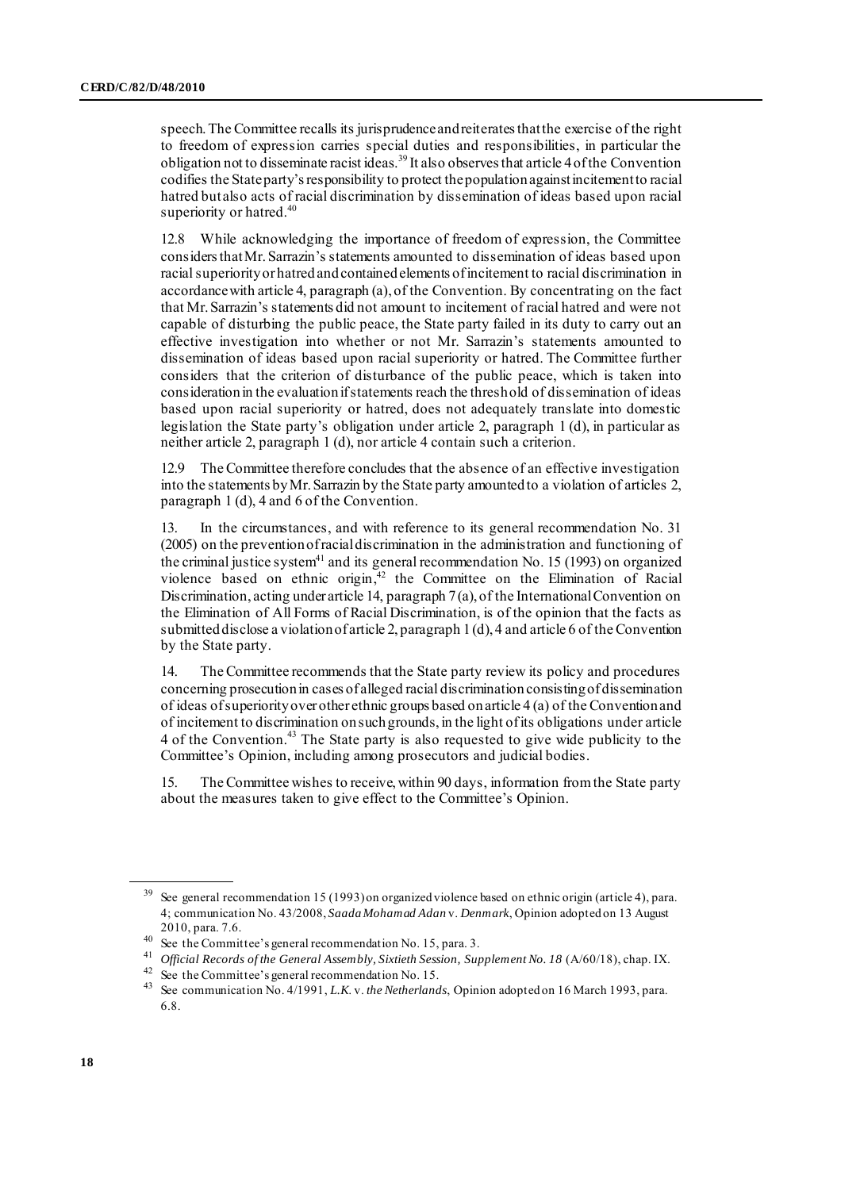speech. The Committee recalls its jurisprudence and reiterates that the exercise of the right to freedom of expression carries special duties and responsibilities, in particular the obligation not to disseminate racist ideas.[39] It also observes that article 4 of the Convention codifies the State party's responsibility to protect the population against incitement to racial hatred but also acts of racial discrimination by dissemination of ideas based upon racial superiority or hatred.[40]

12.8 While acknowledging the importance of freedom of expression, the Committee considers that Mr. Sarrazin's statements amounted to dissemination of ideas based upon racial superiority or hatred and contained elements of incitement to racial discrimination in accordance with article 4, paragraph (a), of the Convention. By concentrating on the fact that Mr. Sarrazin's statements did not amount to incitement of racial hatred and were not capable of disturbing the public peace, the State party failed in its duty to carry out an effective investigation into whether or not Mr. Sarrazin's statements amounted to dissemination of ideas based upon racial superiority or hatred. The Committee further considers that the criterion of disturbance of the public peace, which is taken into consideration in the evaluation if statements reach the threshold of dissemination of ideas based upon racial superiority or hatred, does not adequately translate into domestic legislation the State party's obligation under article 2, paragraph 1 (d), in particular as neither article 2, paragraph 1 (d), nor article 4 contain such a criterion.

12.9 The Committee therefore concludes that the absence of an effective investigation into the statements by Mr. Sarrazin by the State party amounted to a violation of articles 2, paragraph 1 (d), 4 and 6 of the Convention.

13. In the circumstances, and with reference to its general recommendation No. 31 (2005) on the prevention of racial discrimination in the administration and functioning of the criminal justice system[41] and its general recommendation No. 15 (1993) on organized violence based on ethnic origin,[42] the Committee on the Elimination of Racial Discrimination, acting under article 14, paragraph 7 (a), of the International Convention on the Elimination of All Forms of Racial Discrimination, is of the opinion that the facts as submitted disclose a violation of article 2, paragraph 1 (d), 4 and article 6 of the Convention by the State party.

14. The Committee recommends that the State party review its policy and procedures concerning prosecution in cases of alleged racial discrimination consisting of dissemination of ideas of superiority over other ethnic groups based on article 4 (a) of the Convention and of incitement to discrimination on such grounds, in the light of its obligations under article 4 of the Convention.[43] The State party is also requested to give wide publicity to the Committee's Opinion, including among prosecutors and judicial bodies.

15. The Committee wishes to receive, within 90 days, information from the State party about the measures taken to give effect to the Committee's Opinion.

---

[39] See general recommendation 15 (1993) on organized violence based on ethnic origin (article 4), para. 4; communication No. 43/2008, *Saada Mohamad Adan* v. *Denmark*, Opinion adopted on 13 August 2010, para. 7.6.

[40] See the Committee's general recommendation No. 15, para. 3.

[41] *Official Records of the General Assembly, Sixtieth Session, Supplement No. 18* (A/60/18), chap. IX.

[42] See the Committee's general recommendation No. 15.

[43] See communication No. 4/1991, *L.K.* v. *the Netherlands*, Opinion adopted on 16 March 1993, para. 6.8.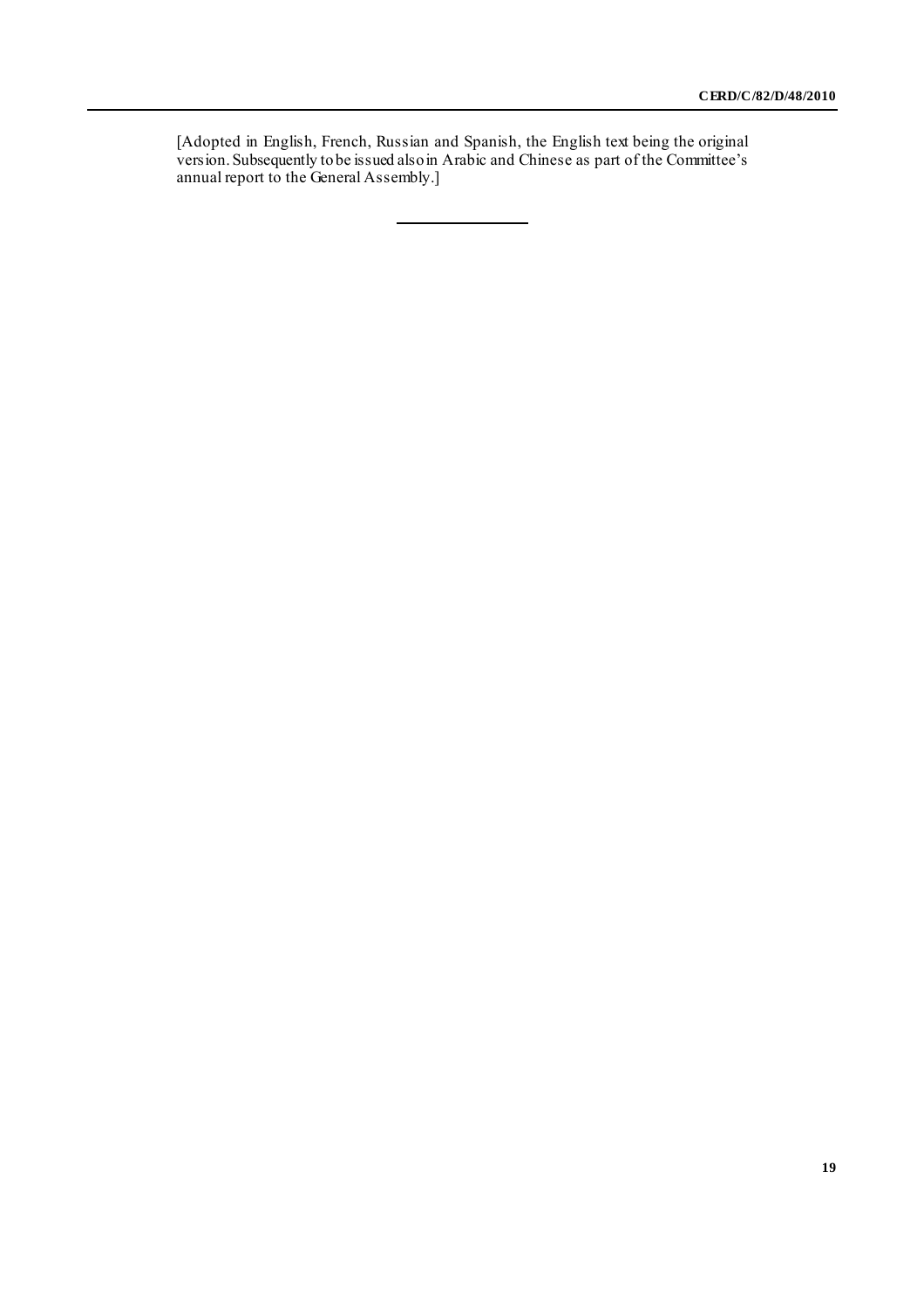[Adopted in English, French, Russian and Spanish, the English text being the original version. Subsequently to be issued also in Arabic and Chinese as part of the Committee's annual report to the General Assembly.]